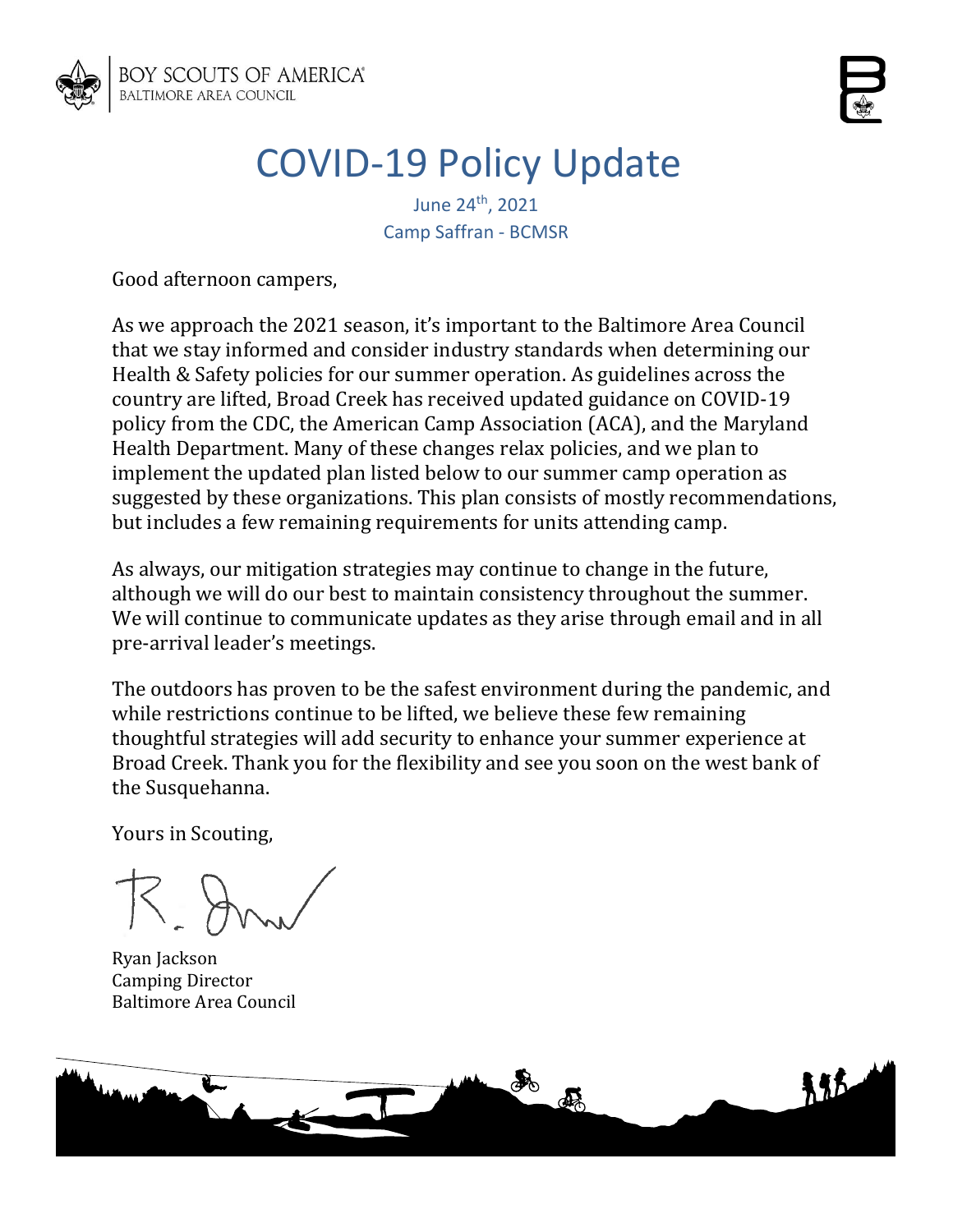BOY SCOUTS OF AMERICA
BALTIMORE AREA COUNCIL

# COVID-19 Policy Update

June 24th, 2021
Camp Saffran - BCMSR

Good afternoon campers,

As we approach the 2021 season, it's important to the Baltimore Area Council that we stay informed and consider industry standards when determining our Health & Safety policies for our summer operation. As guidelines across the country are lifted, Broad Creek has received updated guidance on COVID-19 policy from the CDC, the American Camp Association (ACA), and the Maryland Health Department. Many of these changes relax policies, and we plan to implement the updated plan listed below to our summer camp operation as suggested by these organizations. This plan consists of mostly recommendations, but includes a few remaining requirements for units attending camp.

As always, our mitigation strategies may continue to change in the future, although we will do our best to maintain consistency throughout the summer. We will continue to communicate updates as they arise through email and in all pre-arrival leader's meetings.

The outdoors has proven to be the safest environment during the pandemic, and while restrictions continue to be lifted, we believe these few remaining thoughtful strategies will add security to enhance your summer experience at Broad Creek. Thank you for the flexibility and see you soon on the west bank of the Susquehanna.

Yours in Scouting,

Ryan Jackson
Camping Director
Baltimore Area Council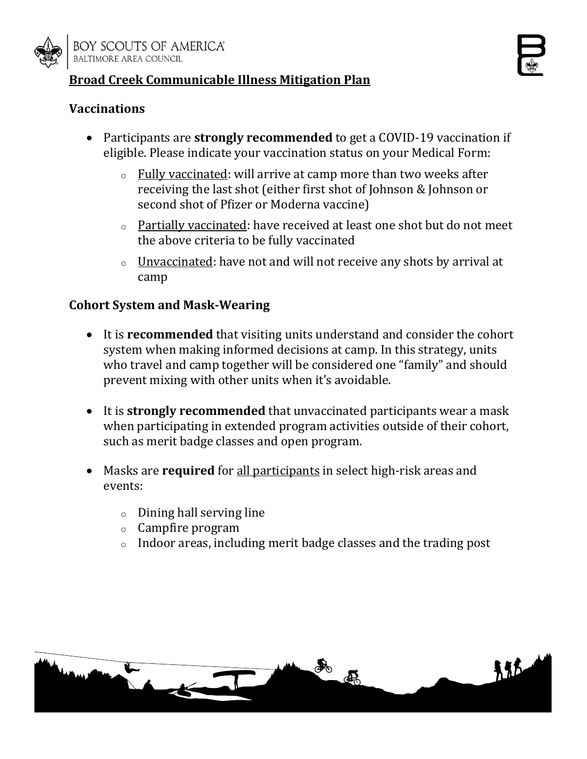# Broad Creek Communicable Illness Mitigation Plan

## Vaccinations

- Participants are **strongly recommended** to get a COVID-19 vaccination if eligible. Please indicate your vaccination status on your Medical Form:
  - Fully vaccinated: will arrive at camp more than two weeks after receiving the last shot (either first shot of Johnson & Johnson or second shot of Pfizer or Moderna vaccine)
  - Partially vaccinated: have received at least one shot but do not meet the above criteria to be fully vaccinated
  - Unvaccinated: have not and will not receive any shots by arrival at camp

## Cohort System and Mask-Wearing

- It is **recommended** that visiting units understand and consider the cohort system when making informed decisions at camp. In this strategy, units who travel and camp together will be considered one "family" and should prevent mixing with other units when it's avoidable.

- It is **strongly recommended** that unvaccinated participants wear a mask when participating in extended program activities outside of their cohort, such as merit badge classes and open program.

- Masks are **required** for all participants in select high-risk areas and events:
  - Dining hall serving line
  - Campfire program
  - Indoor areas, including merit badge classes and the trading post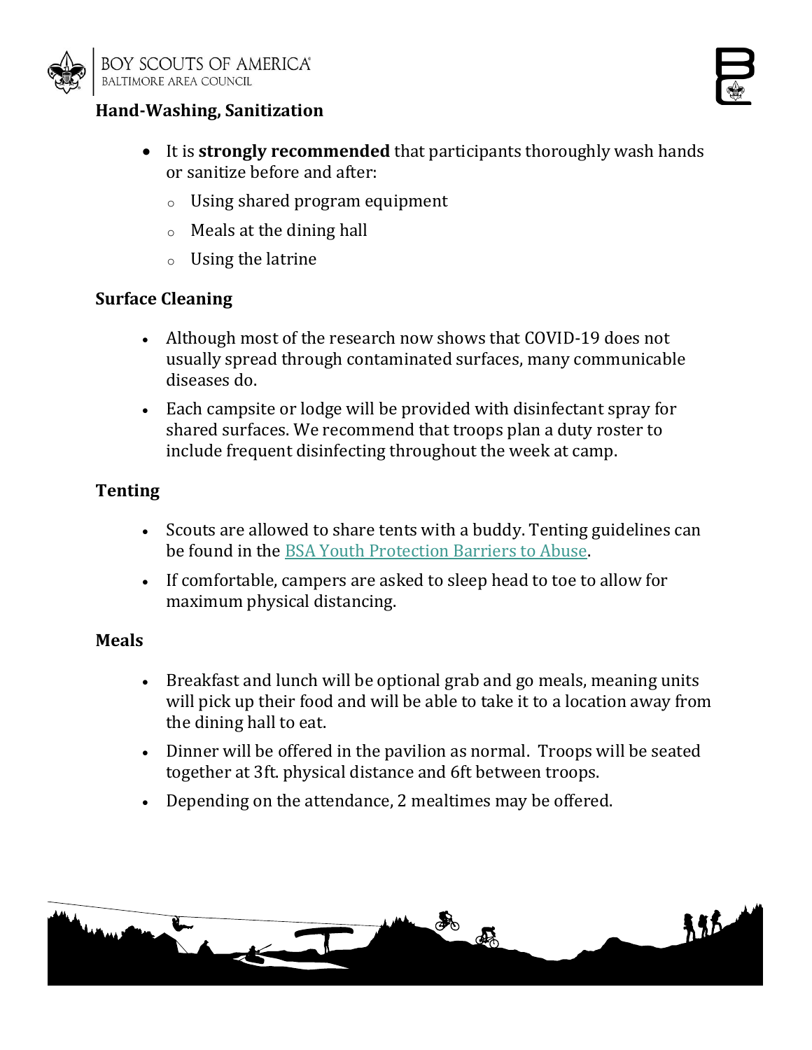## Hand-Washing, Sanitization

- It is **strongly recommended** that participants thoroughly wash hands or sanitize before and after:
  - Using shared program equipment
  - Meals at the dining hall
  - Using the latrine

## Surface Cleaning

- Although most of the research now shows that COVID-19 does not usually spread through contaminated surfaces, many communicable diseases do.
- Each campsite or lodge will be provided with disinfectant spray for shared surfaces. We recommend that troops plan a duty roster to include frequent disinfecting throughout the week at camp.

## Tenting

- Scouts are allowed to share tents with a buddy. Tenting guidelines can be found in the [BSA Youth Protection Barriers to Abuse](BSA Youth Protection Barriers to Abuse).
- If comfortable, campers are asked to sleep head to toe to allow for maximum physical distancing.

## Meals

- Breakfast and lunch will be optional grab and go meals, meaning units will pick up their food and will be able to take it to a location away from the dining hall to eat.
- Dinner will be offered in the pavilion as normal. Troops will be seated together at 3ft. physical distance and 6ft between troops.
- Depending on the attendance, 2 mealtimes may be offered.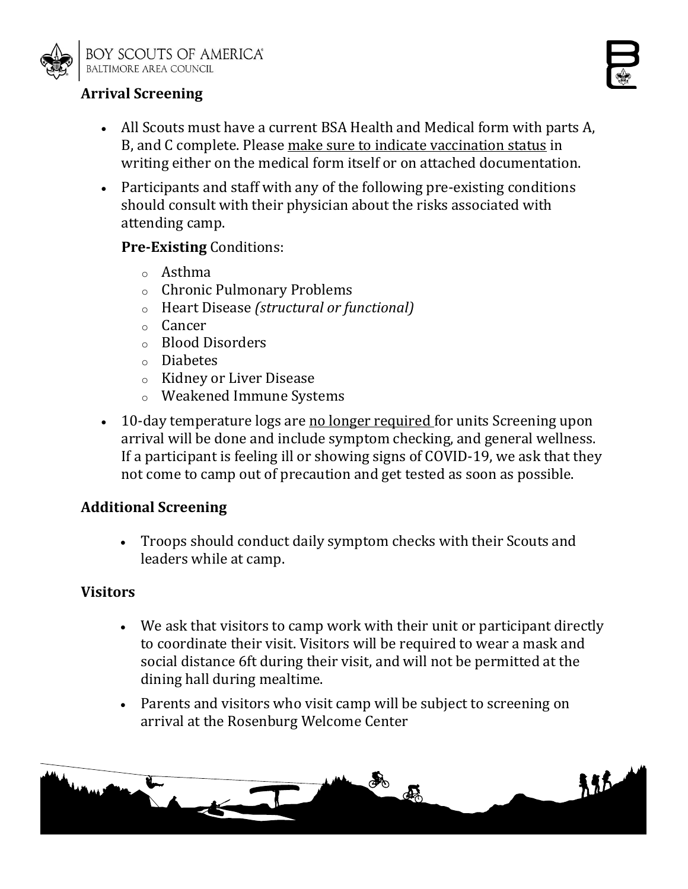## Arrival Screening

- All Scouts must have a current BSA Health and Medical form with parts A, B, and C complete. Please <u>make sure to indicate vaccination status</u> in writing either on the medical form itself or on attached documentation.
- Participants and staff with any of the following pre-existing conditions should consult with their physician about the risks associated with attending camp.

  **Pre-Existing** Conditions:

  - Asthma
  - Chronic Pulmonary Problems
  - Heart Disease *(structural or functional)*
  - Cancer
  - Blood Disorders
  - Diabetes
  - Kidney or Liver Disease
  - Weakened Immune Systems

- 10-day temperature logs are <u>no longer required</u> for units Screening upon arrival will be done and include symptom checking, and general wellness. If a participant is feeling ill or showing signs of COVID-19, we ask that they not come to camp out of precaution and get tested as soon as possible.

## Additional Screening

- Troops should conduct daily symptom checks with their Scouts and leaders while at camp.

## Visitors

- We ask that visitors to camp work with their unit or participant directly to coordinate their visit. Visitors will be required to wear a mask and social distance 6ft during their visit, and will not be permitted at the dining hall during mealtime.
- Parents and visitors who visit camp will be subject to screening on arrival at the Rosenburg Welcome Center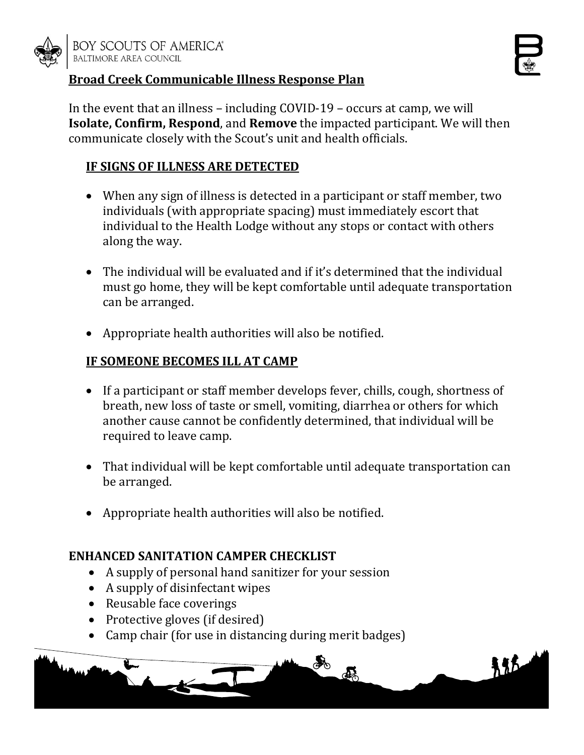## Broad Creek Communicable Illness Response Plan

In the event that an illness – including COVID-19 – occurs at camp, we will **Isolate, Confirm, Respond**, and **Remove** the impacted participant. We will then communicate closely with the Scout's unit and health officials.

### IF SIGNS OF ILLNESS ARE DETECTED

- When any sign of illness is detected in a participant or staff member, two individuals (with appropriate spacing) must immediately escort that individual to the Health Lodge without any stops or contact with others along the way.
- The individual will be evaluated and if it's determined that the individual must go home, they will be kept comfortable until adequate transportation can be arranged.
- Appropriate health authorities will also be notified.

### IF SOMEONE BECOMES ILL AT CAMP

- If a participant or staff member develops fever, chills, cough, shortness of breath, new loss of taste or smell, vomiting, diarrhea or others for which another cause cannot be confidently determined, that individual will be required to leave camp.
- That individual will be kept comfortable until adequate transportation can be arranged.
- Appropriate health authorities will also be notified.

### ENHANCED SANITATION CAMPER CHECKLIST

- A supply of personal hand sanitizer for your session
- A supply of disinfectant wipes
- Reusable face coverings
- Protective gloves (if desired)
- Camp chair (for use in distancing during merit badges)